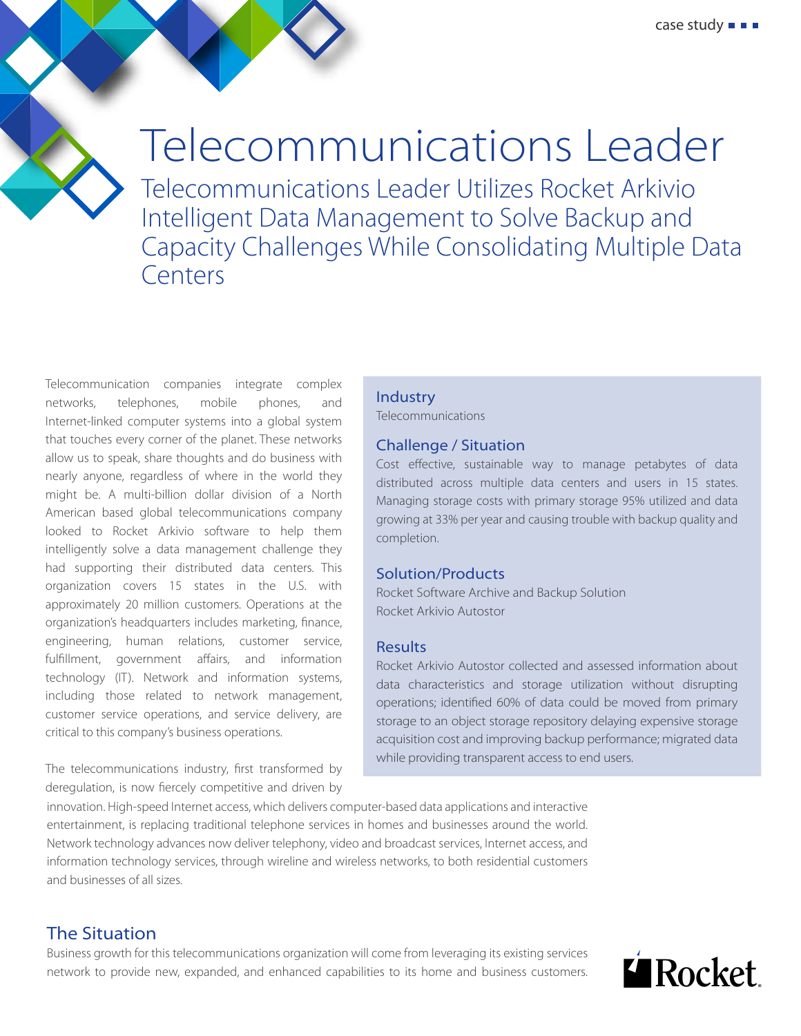case study

# Telecommunications Leader

## Telecommunications Leader Utilizes Rocket Arkivio Intelligent Data Management to Solve Backup and Capacity Challenges While Consolidating Multiple Data Centers

Telecommunication companies integrate complex networks, telephones, mobile phones, and Internet-linked computer systems into a global system that touches every corner of the planet. These networks allow us to speak, share thoughts and do business with nearly anyone, regardless of where in the world they might be. A multi-billion dollar division of a North American based global telecommunications company looked to Rocket Arkivio software to help them intelligently solve a data management challenge they had supporting their distributed data centers. This organization covers 15 states in the U.S. with approximately 20 million customers. Operations at the organization's headquarters includes marketing, finance, engineering, human relations, customer service, fulfillment, government affairs, and information technology (IT). Network and information systems, including those related to network management, customer service operations, and service delivery, are critical to this company's business operations.

The telecommunications industry, first transformed by deregulation, is now fiercely competitive and driven by innovation. High-speed Internet access, which delivers computer-based data applications and interactive entertainment, is replacing traditional telephone services in homes and businesses around the world. Network technology advances now deliver telephony, video and broadcast services, Internet access, and information technology services, through wireline and wireless networks, to both residential customers and businesses of all sizes.

### Industry
Telecommunications

### Challenge / Situation
Cost effective, sustainable way to manage petabytes of data distributed across multiple data centers and users in 15 states. Managing storage costs with primary storage 95% utilized and data growing at 33% per year and causing trouble with backup quality and completion.

### Solution/Products
Rocket Software Archive and Backup Solution
Rocket Arkivio Autostor

### Results
Rocket Arkivio Autostor collected and assessed information about data characteristics and storage utilization without disrupting operations; identified 60% of data could be moved from primary storage to an object storage repository delaying expensive storage acquisition cost and improving backup performance; migrated data while providing transparent access to end users.

## The Situation

Business growth for this telecommunications organization will come from leveraging its existing services network to provide new, expanded, and enhanced capabilities to its home and business customers.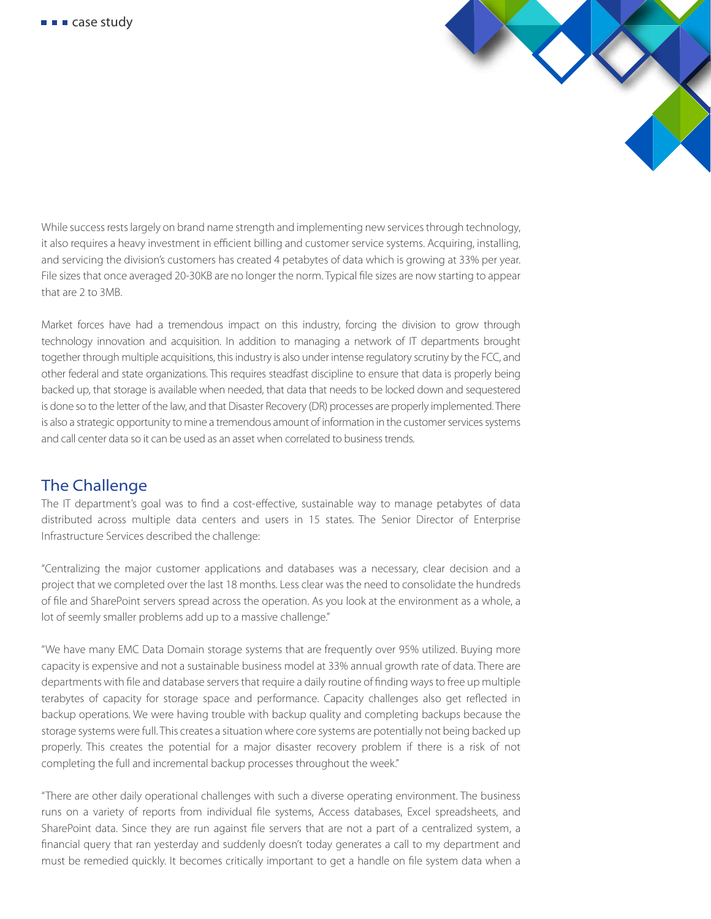While success rests largely on brand name strength and implementing new services through technology, it also requires a heavy investment in efficient billing and customer service systems. Acquiring, installing, and servicing the division's customers has created 4 petabytes of data which is growing at 33% per year. File sizes that once averaged 20-30KB are no longer the norm. Typical file sizes are now starting to appear that are 2 to 3MB.

Market forces have had a tremendous impact on this industry, forcing the division to grow through technology innovation and acquisition. In addition to managing a network of IT departments brought together through multiple acquisitions, this industry is also under intense regulatory scrutiny by the FCC, and other federal and state organizations. This requires steadfast discipline to ensure that data is properly being backed up, that storage is available when needed, that data that needs to be locked down and sequestered is done so to the letter of the law, and that Disaster Recovery (DR) processes are properly implemented. There is also a strategic opportunity to mine a tremendous amount of information in the customer services systems and call center data so it can be used as an asset when correlated to business trends.

## The Challenge

The IT department's goal was to find a cost-effective, sustainable way to manage petabytes of data distributed across multiple data centers and users in 15 states. The Senior Director of Enterprise Infrastructure Services described the challenge:

"Centralizing the major customer applications and databases was a necessary, clear decision and a project that we completed over the last 18 months. Less clear was the need to consolidate the hundreds of file and SharePoint servers spread across the operation. As you look at the environment as a whole, a lot of seemingly smaller problems add up to a massive challenge."

"We have many EMC Data Domain storage systems that are frequently over 95% utilized. Buying more capacity is expensive and not a sustainable business model at 33% annual growth rate of data. There are departments with file and database servers that require a daily routine of finding ways to free up multiple terabytes of capacity for storage space and performance. Capacity challenges also get reflected in backup operations. We were having trouble with backup quality and completing backups because the storage systems were full. This creates a situation where core systems are potentially not being backed up properly. This creates the potential for a major disaster recovery problem if there is a risk of not completing the full and incremental backup processes throughout the week."

"There are other daily operational challenges with such a diverse operating environment. The business runs on a variety of reports from individual file systems, Access databases, Excel spreadsheets, and SharePoint data. Since they are run against file servers that are not a part of a centralized system, a financial query that ran yesterday and suddenly doesn't today generates a call to my department and must be remedied quickly. It becomes critically important to get a handle on file system data when a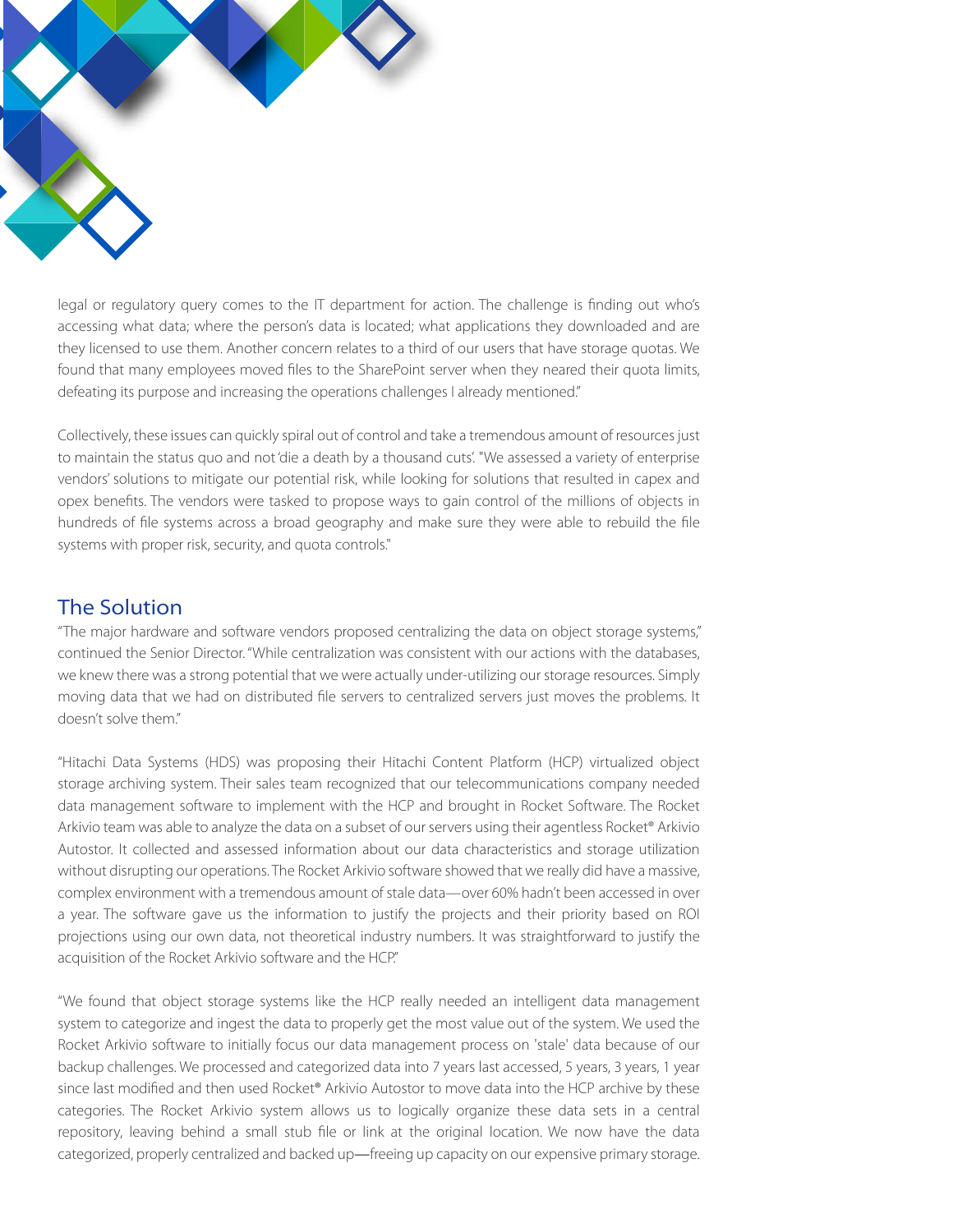legal or regulatory query comes to the IT department for action. The challenge is finding out who's accessing what data; where the person's data is located; what applications they downloaded and are they licensed to use them. Another concern relates to a third of our users that have storage quotas. We found that many employees moved files to the SharePoint server when they neared their quota limits, defeating its purpose and increasing the operations challenges I already mentioned."

Collectively, these issues can quickly spiral out of control and take a tremendous amount of resources just to maintain the status quo and not 'die a death by a thousand cuts'. "We assessed a variety of enterprise vendors' solutions to mitigate our potential risk, while looking for solutions that resulted in capex and opex benefits. The vendors were tasked to propose ways to gain control of the millions of objects in hundreds of file systems across a broad geography and make sure they were able to rebuild the file systems with proper risk, security, and quota controls."

## The Solution

"The major hardware and software vendors proposed centralizing the data on object storage systems," continued the Senior Director. "While centralization was consistent with our actions with the databases, we knew there was a strong potential that we were actually under-utilizing our storage resources. Simply moving data that we had on distributed file servers to centralized servers just moves the problems. It doesn't solve them."

"Hitachi Data Systems (HDS) was proposing their Hitachi Content Platform (HCP) virtualized object storage archiving system. Their sales team recognized that our telecommunications company needed data management software to implement with the HCP and brought in Rocket Software. The Rocket Arkivio team was able to analyze the data on a subset of our servers using their agentless Rocket® Arkivio Autostor. It collected and assessed information about our data characteristics and storage utilization without disrupting our operations. The Rocket Arkivio software showed that we really did have a massive, complex environment with a tremendous amount of stale data—over 60% hadn't been accessed in over a year. The software gave us the information to justify the projects and their priority based on ROI projections using our own data, not theoretical industry numbers. It was straightforward to justify the acquisition of the Rocket Arkivio software and the HCP."

"We found that object storage systems like the HCP really needed an intelligent data management system to categorize and ingest the data to properly get the most value out of the system. We used the Rocket Arkivio software to initially focus our data management process on 'stale' data because of our backup challenges. We processed and categorized data into 7 years last accessed, 5 years, 3 years, 1 year since last modified and then used Rocket® Arkivio Autostor to move data into the HCP archive by these categories. The Rocket Arkivio system allows us to logically organize these data sets in a central repository, leaving behind a small stub file or link at the original location. We now have the data categorized, properly centralized and backed up—freeing up capacity on our expensive primary storage.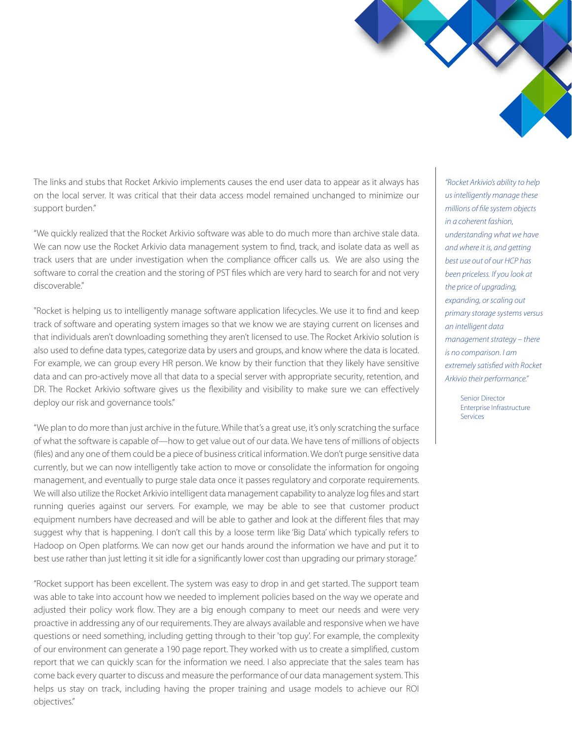The links and stubs that Rocket Arkivio implements causes the end user data to appear as it always has on the local server. It was critical that their data access model remained unchanged to minimize our support burden."

"We quickly realized that the Rocket Arkivio software was able to do much more than archive stale data. We can now use the Rocket Arkivio data management system to find, track, and isolate data as well as track users that are under investigation when the compliance officer calls us. We are also using the software to corral the creation and the storing of PST files which are very hard to search for and not very discoverable."

"Rocket is helping us to intelligently manage software application lifecycles. We use it to find and keep track of software and operating system images so that we know we are staying current on licenses and that individuals aren't downloading something they aren't licensed to use. The Rocket Arkivio solution is also used to define data types, categorize data by users and groups, and know where the data is located. For example, we can group every HR person. We know by their function that they likely have sensitive data and can pro-actively move all that data to a special server with appropriate security, retention, and DR. The Rocket Arkivio software gives us the flexibility and visibility to make sure we can effectively deploy our risk and governance tools."

"We plan to do more than just archive in the future. While that's a great use, it's only scratching the surface of what the software is capable of—how to get value out of our data. We have tens of millions of objects (files) and any one of them could be a piece of business critical information. We don't purge sensitive data currently, but we can now intelligently take action to move or consolidate the information for ongoing management, and eventually to purge stale data once it passes regulatory and corporate requirements. We will also utilize the Rocket Arkivio intelligent data management capability to analyze log files and start running queries against our servers. For example, we may be able to see that customer product equipment numbers have decreased and will be able to gather and look at the different files that may suggest why that is happening. I don't call this by a loose term like 'Big Data' which typically refers to Hadoop on Open platforms. We can now get our hands around the information we have and put it to best use rather than just letting it sit idle for a significantly lower cost than upgrading our primary storage."

"Rocket support has been excellent. The system was easy to drop in and get started. The support team was able to take into account how we needed to implement policies based on the way we operate and adjusted their policy work flow. They are a big enough company to meet our needs and were very proactive in addressing any of our requirements. They are always available and responsive when we have questions or need something, including getting through to their 'top guy'. For example, the complexity of our environment can generate a 190 page report. They worked with us to create a simplified, custom report that we can quickly scan for the information we need. I also appreciate that the sales team has come back every quarter to discuss and measure the performance of our data management system. This helps us stay on track, including having the proper training and usage models to achieve our ROI objectives."

> *"Rocket Arkivio's ability to help us intelligently manage these millions of file system objects in a coherent fashion, understanding what we have and where it is, and getting best use out of our HCP has been priceless. If you look at the price of upgrading, expanding, or scaling out primary storage systems versus an intelligent data management strategy – there is no comparison. I am extremely satisfied with Rocket Arkivio their performance."*
>
> Senior Director
> Enterprise Infrastructure Services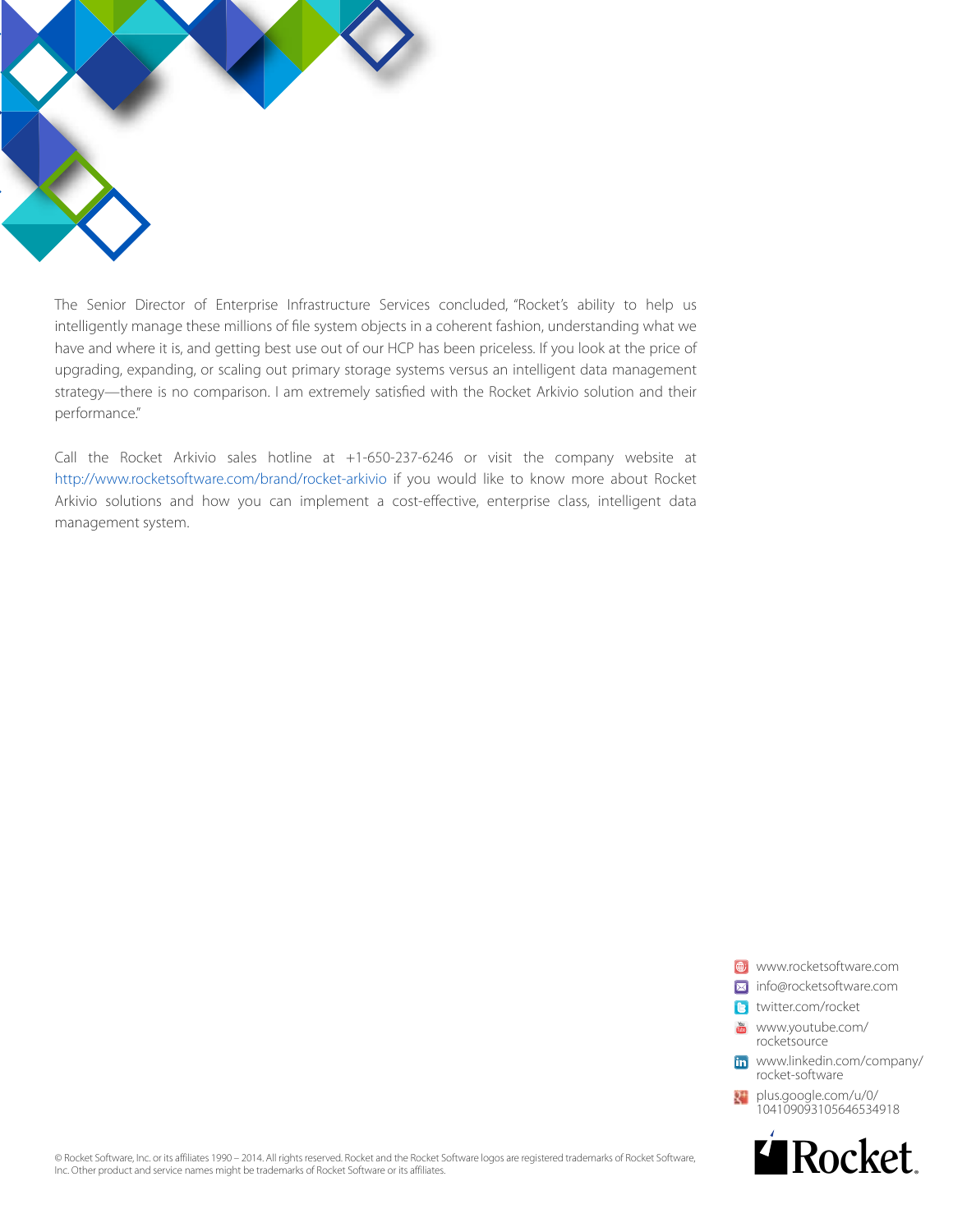The Senior Director of Enterprise Infrastructure Services concluded, "Rocket's ability to help us intelligently manage these millions of file system objects in a coherent fashion, understanding what we have and where it is, and getting best use out of our HCP has been priceless. If you look at the price of upgrading, expanding, or scaling out primary storage systems versus an intelligent data management strategy—there is no comparison. I am extremely satisfied with the Rocket Arkivio solution and their performance."

Call the Rocket Arkivio sales hotline at +1-650-237-6246 or visit the company website at http://www.rocketsoftware.com/brand/rocket-arkivio if you would like to know more about Rocket Arkivio solutions and how you can implement a cost-effective, enterprise class, intelligent data management system.

- www.rocketsoftware.com
- info@rocketsoftware.com
- twitter.com/rocket
- www.youtube.com/rocketsource
- www.linkedin.com/company/rocket-software
- plus.google.com/u/0/104109093105646534918

Rocket

© Rocket Software, Inc. or its affiliates 1990 – 2014. All rights reserved. Rocket and the Rocket Software logos are registered trademarks of Rocket Software, Inc. Other product and service names might be trademarks of Rocket Software or its affiliates.